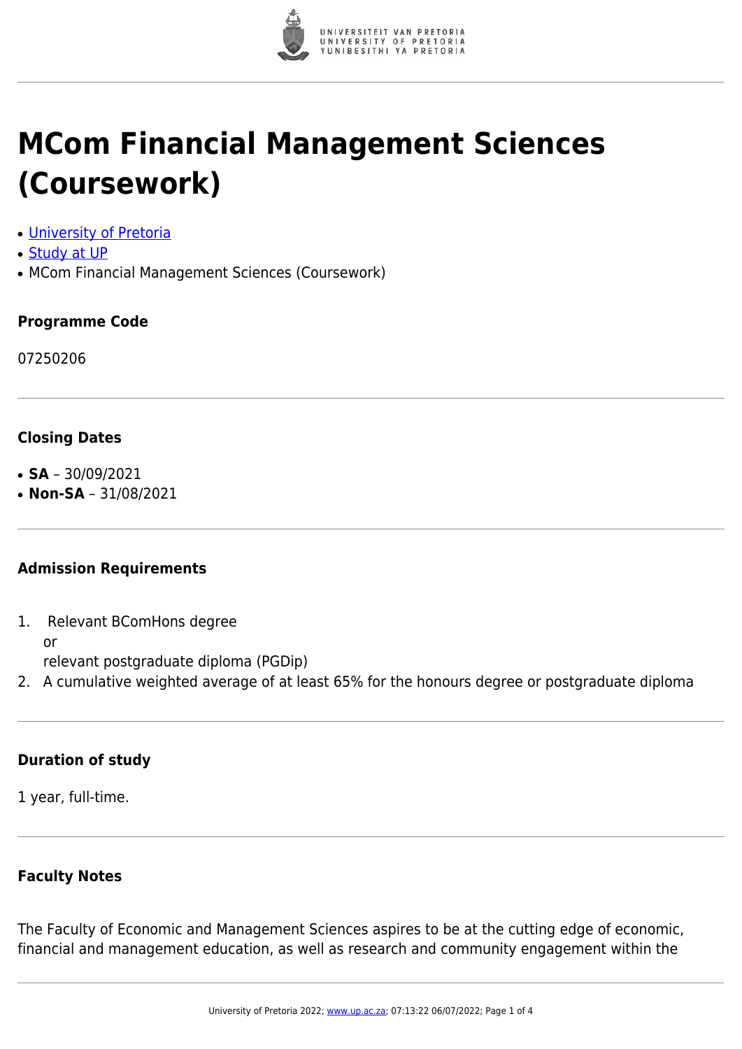# MCom Financial Management Sciences (Coursework)

- [University of Pretoria]
- [Study at UP]
- MCom Financial Management Sciences (Coursework)

### Programme Code

07250206

### Closing Dates

- **SA** – 30/09/2021
- **Non-SA** – 31/08/2021

### Admission Requirements

1. Relevant BComHons degree
   or
   relevant postgraduate diploma (PGDip)
2. A cumulative weighted average of at least 65% for the honours degree or postgraduate diploma

### Duration of study

1 year, full-time.

### Faculty Notes

The Faculty of Economic and Management Sciences aspires to be at the cutting edge of economic, financial and management education, as well as research and community engagement within the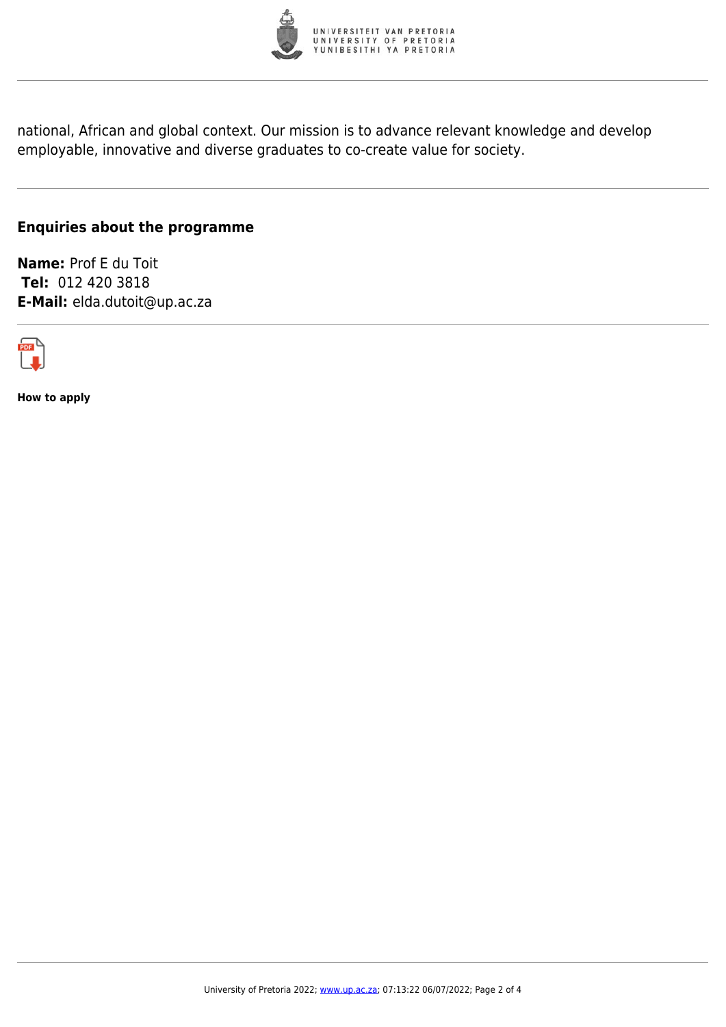national, African and global context. Our mission is to advance relevant knowledge and develop employable, innovative and diverse graduates to co-create value for society.

## Enquiries about the programme

**Name:** Prof E du Toit
**Tel:** 012 420 3818
**E-Mail:** elda.dutoit@up.ac.za

**How to apply**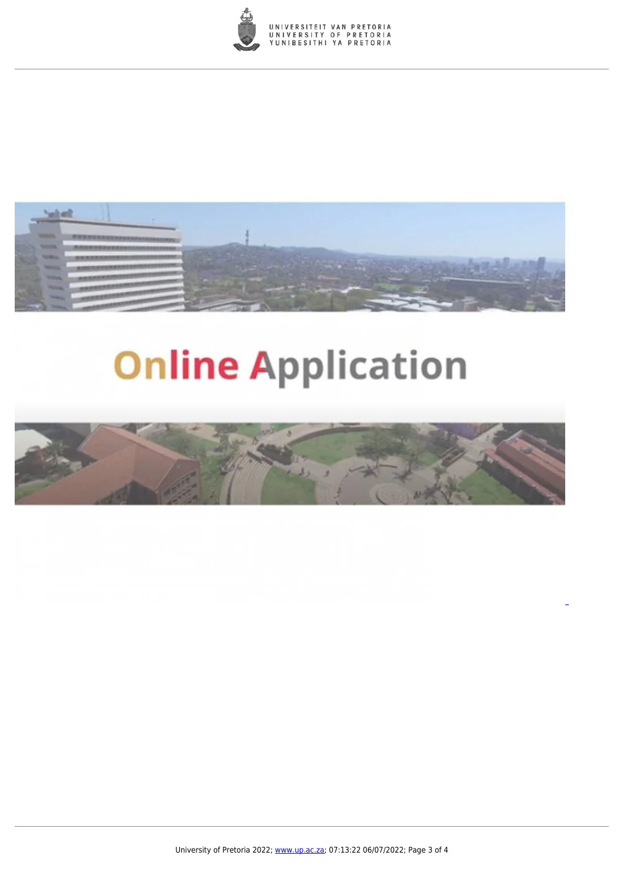Online Application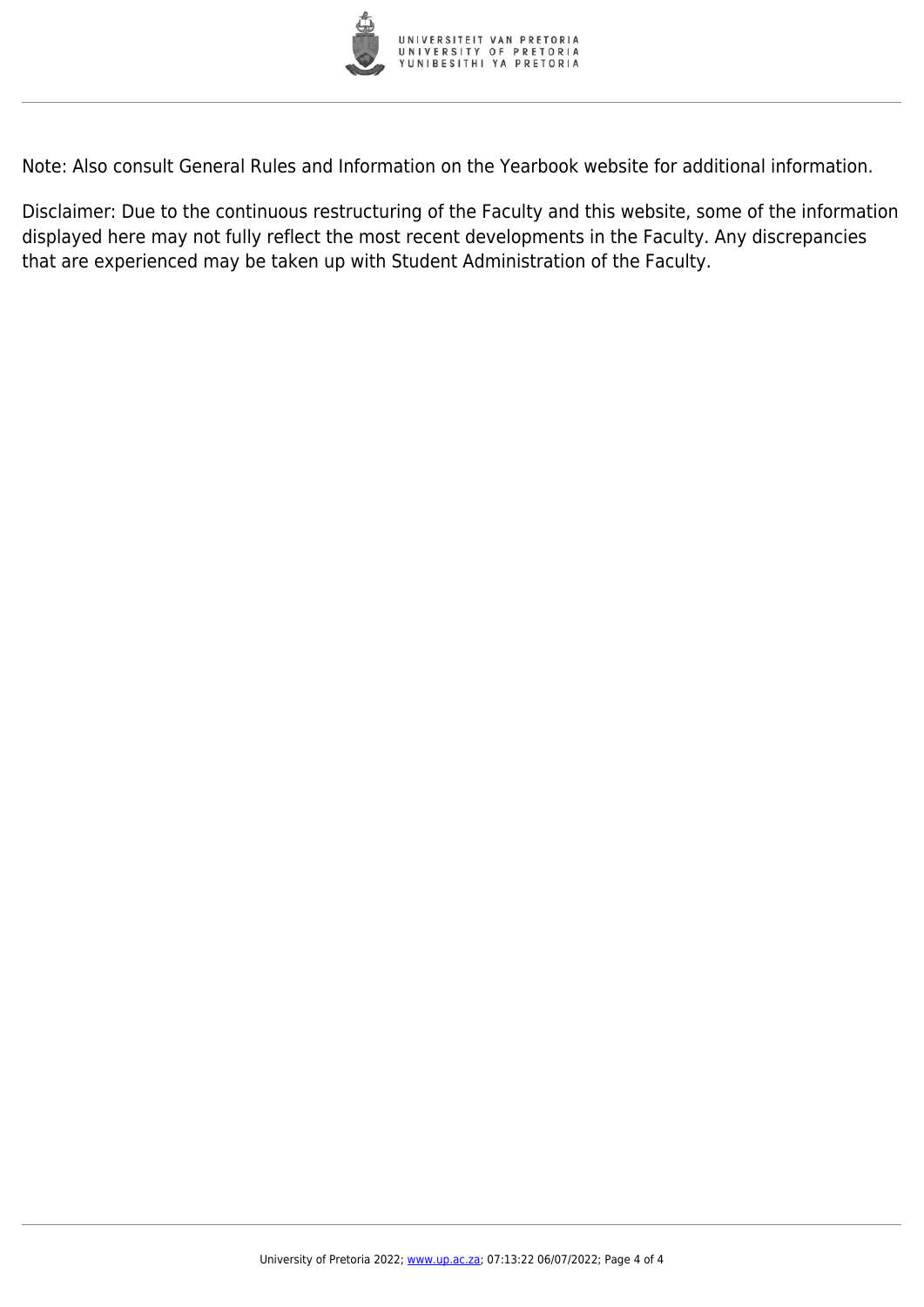Note: Also consult General Rules and Information on the Yearbook website for additional information.

Disclaimer: Due to the continuous restructuring of the Faculty and this website, some of the information displayed here may not fully reflect the most recent developments in the Faculty. Any discrepancies that are experienced may be taken up with Student Administration of the Faculty.